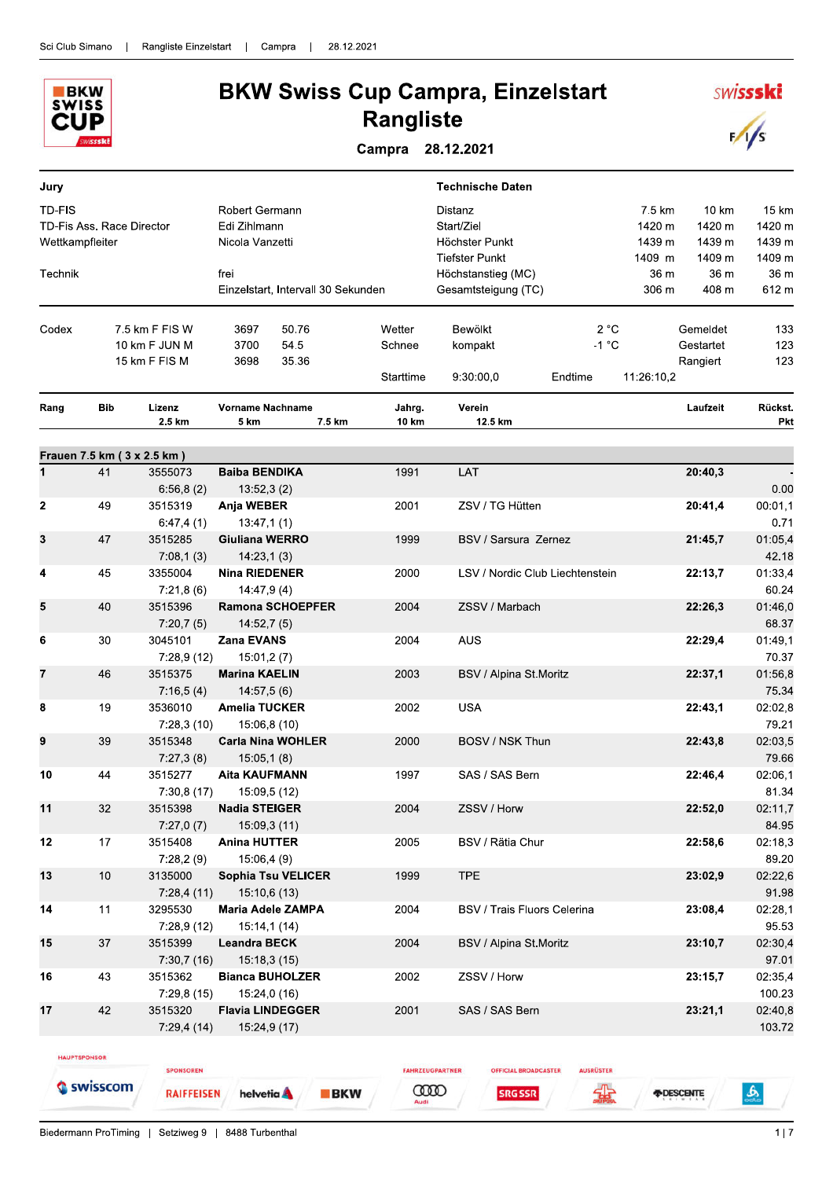# BKW Swiss Cup Campra, Einzelstart
## Rangliste

**Campra 28.12.2021**

| Jury | | Technische Daten | 7.5 km | 10 km | 15 km |
|---|---|---|---|---|---|
| TD-FIS | Robert Germann | Distanz | 7.5 km | 10 km | 15 km |
| TD-Fis Ass. Race Director | Edi Zihlmann | Start/Ziel | 1420 m | 1420 m | 1420 m |
| Wettkampfleiter | Nicola Vanzetti | Höchster Punkt | 1439 m | 1439 m | 1439 m |
| | | Tiefster Punkt | 1409 m | 1409 m | 1409 m |
| Technik | frei | Höchstanstieg (MC) | 36 m | 36 m | 36 m |
| | Einzelstart, Intervall 30 Sekunden | Gesamtsteigung (TC) | 306 m | 408 m | 612 m |

| Codex | | | | | | | | |
|---|---|---|---|---|---|---|---|---|
| 7.5 km F FIS W | 3697 | 50.76 | Wetter | Bewölkt | 2 °C | Gemeldet | 133 |
| 10 km F JUN M | 3700 | 54.5 | Schnee | kompakt | -1 °C | Gestartet | 123 |
| 15 km F FIS M | 3698 | 35.36 | | | | Rangiert | 123 |
| | | | Starttime | 9:30:00,0 | Endtime 11:26:10,2 | | |

### Frauen 7.5 km ( 3 x 2.5 km )

| Rang | Bib | Lizenz | Vorname Nachname | Jahrg. | Verein | Laufzeit | Rückst. |
|---|---|---|---|---|---|---|---|
| | | 2.5 km | 5 km | 7.5 km | 10 km | 12.5 km | Pkt |
| 1 | 41 | 3555073 | **Baiba BENDIKA** | 1991 | LAT | **20:40,3** | - |
| | | 6:56,8 (2) | 13:52,3 (2) | | | | 0.00 |
| 2 | 49 | 3515319 | **Anja WEBER** | 2001 | ZSV / TG Hütten | **20:41,4** | 00:01,1 |
| | | 6:47,4 (1) | 13:47,1 (1) | | | | 0.71 |
| 3 | 47 | 3515285 | **Giuliana WERRO** | 1999 | BSV / Sarsura Zernez | **21:45,7** | 01:05,4 |
| | | 7:08,1 (3) | 14:23,1 (3) | | | | 42.18 |
| 4 | 45 | 3355004 | **Nina RIEDENER** | 2000 | LSV / Nordic Club Liechtenstein | **22:13,7** | 01:33,4 |
| | | 7:21,8 (6) | 14:47,9 (4) | | | | 60.24 |
| 5 | 40 | 3515396 | **Ramona SCHOEPFER** | 2004 | ZSSV / Marbach | **22:26,3** | 01:46,0 |
| | | 7:20,7 (5) | 14:52,7 (5) | | | | 68.37 |
| 6 | 30 | 3045101 | **Zana EVANS** | 2004 | AUS | **22:29,4** | 01:49,1 |
| | | 7:28,9 (12) | 15:01,2 (7) | | | | 70.37 |
| 7 | 46 | 3515375 | **Marina KAELIN** | 2003 | BSV / Alpina St.Moritz | **22:37,1** | 01:56,8 |
| | | 7:16,5 (4) | 14:57,5 (6) | | | | 75.34 |
| 8 | 19 | 3536010 | **Amelia TUCKER** | 2002 | USA | **22:43,1** | 02:02,8 |
| | | 7:28,3 (10) | 15:06,8 (10) | | | | 79.21 |
| 9 | 39 | 3515348 | **Carla Nina WOHLER** | 2000 | BOSV / NSK Thun | **22:43,8** | 02:03,5 |
| | | 7:27,3 (8) | 15:05,1 (8) | | | | 79.66 |
| 10 | 44 | 3515277 | **Aita KAUFMANN** | 1997 | SAS / SAS Bern | **22:46,4** | 02:06,1 |
| | | 7:30,8 (17) | 15:09,5 (12) | | | | 81.34 |
| 11 | 32 | 3515398 | **Nadia STEIGER** | 2004 | ZSSV / Horw | **22:52,0** | 02:11,7 |
| | | 7:27,0 (7) | 15:09,3 (11) | | | | 84.95 |
| 12 | 17 | 3515408 | **Anina HUTTER** | 2005 | BSV / Rätia Chur | **22:58,6** | 02:18,3 |
| | | 7:28,2 (9) | 15:06,4 (9) | | | | 89.20 |
| 13 | 10 | 3135000 | **Sophia Tsu VELICER** | 1999 | TPE | **23:02,9** | 02:22,6 |
| | | 7:28,4 (11) | 15:10,6 (13) | | | | 91.98 |
| 14 | 11 | 3295530 | **Maria Adele ZAMPA** | 2004 | BSV / Trais Fluors Celerina | **23:08,4** | 02:28,1 |
| | | 7:28,9 (12) | 15:14,1 (14) | | | | 95.53 |
| 15 | 37 | 3515399 | **Leandra BECK** | 2004 | BSV / Alpina St.Moritz | **23:10,7** | 02:30,4 |
| | | 7:30,7 (16) | 15:18,3 (15) | | | | 97.01 |
| 16 | 43 | 3515362 | **Bianca BUHOLZER** | 2002 | ZSSV / Horw | **23:15,7** | 02:35,4 |
| | | 7:29,8 (15) | 15:24,0 (16) | | | | 100.23 |
| 17 | 42 | 3515320 | **Flavia LINDEGGER** | 2001 | SAS / SAS Bern | **23:21,1** | 02:40,8 |
| | | 7:29,4 (14) | 15:24,9 (17) | | | | 103.72 |

HAUPTSPONSOR: swisscom | SPONSOREN: RAIFFEISEN, helvetia, BKW | FAHRZEUGPARTNER: Audi | OFFICIAL BROADCASTER: SRG SSR | AUSRÜSTER: Ochsner Sport, DESCENTE, Odlo

Biedermann ProTiming | Setziweg 9 | 8488 Turbenthal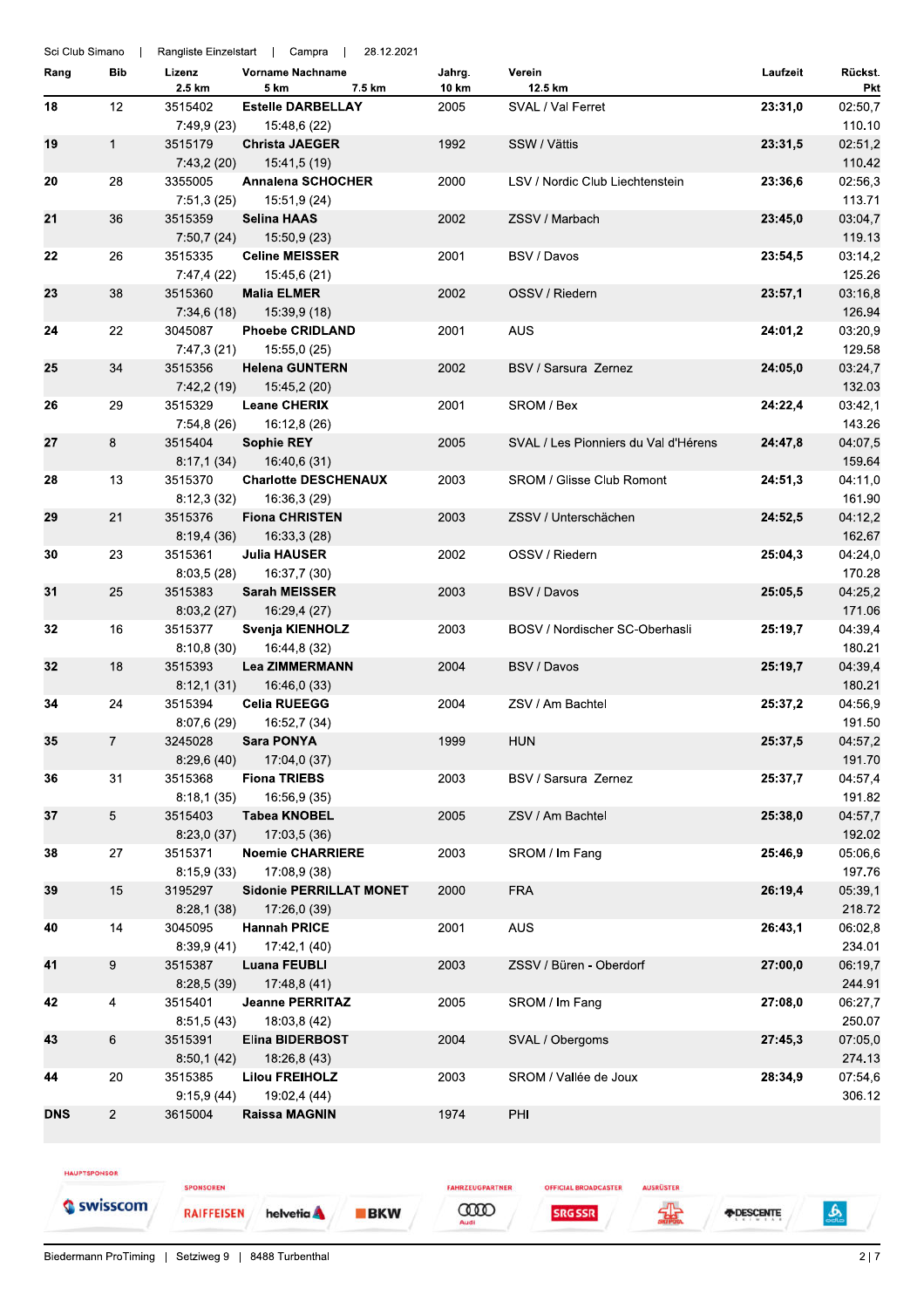Sci Club Simano | Rangliste Einzelstart | Campra | 28.12.2021

| Rang | Bib | Lizenz | Vorname Nachname | Jahrg. | Verein | Laufzeit | Rückst. |
|---|---|---|---|---|---|---|---|
| | | 2.5 km | 5 km / 7.5 km | 10 km | 12.5 km | | Pkt |
| **18** | 12 | 3515402 | **Estelle DARBELLAY** | 2005 | SVAL / Val Ferret | **23:31,0** | 02:50,7 |
| | | 7:49,9 (23) | 15:48,6 (22) | | | | 110.10 |
| **19** | 1 | 3515179 | **Christa JAEGER** | 1992 | SSW / Vättis | **23:31,5** | 02:51,2 |
| | | 7:43,2 (20) | 15:41,5 (19) | | | | 110.42 |
| **20** | 28 | 3355005 | **Annalena SCHOCHER** | 2000 | LSV / Nordic Club Liechtenstein | **23:36,6** | 02:56,3 |
| | | 7:51,3 (25) | 15:51,9 (24) | | | | 113.71 |
| **21** | 36 | 3515359 | **Selina HAAS** | 2002 | ZSSV / Marbach | **23:45,0** | 03:04,7 |
| | | 7:50,7 (24) | 15:50,9 (23) | | | | 119.13 |
| **22** | 26 | 3515335 | **Celine MEISSER** | 2001 | BSV / Davos | **23:54,5** | 03:14,2 |
| | | 7:47,4 (22) | 15:45,6 (21) | | | | 125.26 |
| **23** | 38 | 3515360 | **Malia ELMER** | 2002 | OSSV / Riedern | **23:57,1** | 03:16,8 |
| | | 7:34,6 (18) | 15:39,9 (18) | | | | 126.94 |
| **24** | 22 | 3045087 | **Phoebe CRIDLAND** | 2001 | AUS | **24:01,2** | 03:20,9 |
| | | 7:47,3 (21) | 15:55,0 (25) | | | | 129.58 |
| **25** | 34 | 3515356 | **Helena GUNTERN** | 2002 | BSV / Sarsura Zernez | **24:05,0** | 03:24,7 |
| | | 7:42,2 (19) | 15:45,2 (20) | | | | 132.03 |
| **26** | 29 | 3515329 | **Leane CHERIX** | 2001 | SROM / Bex | **24:22,4** | 03:42,1 |
| | | 7:54,8 (26) | 16:12,8 (26) | | | | 143.26 |
| **27** | 8 | 3515404 | **Sophie REY** | 2005 | SVAL / Les Pionniers du Val d'Hérens | **24:47,8** | 04:07,5 |
| | | 8:17,1 (34) | 16:40,6 (31) | | | | 159.64 |
| **28** | 13 | 3515370 | **Charlotte DESCHENAUX** | 2003 | SROM / Glisse Club Romont | **24:51,3** | 04:11,0 |
| | | 8:12,3 (32) | 16:36,3 (29) | | | | 161.90 |
| **29** | 21 | 3515376 | **Fiona CHRISTEN** | 2003 | ZSSV / Unterschächen | **24:52,5** | 04:12,2 |
| | | 8:19,4 (36) | 16:33,3 (28) | | | | 162.67 |
| **30** | 23 | 3515361 | **Julia HAUSER** | 2002 | OSSV / Riedern | **25:04,3** | 04:24,0 |
| | | 8:03,5 (28) | 16:37,7 (30) | | | | 170.28 |
| **31** | 25 | 3515383 | **Sarah MEISSER** | 2003 | BSV / Davos | **25:05,5** | 04:25,2 |
| | | 8:03,2 (27) | 16:29,4 (27) | | | | 171.06 |
| **32** | 16 | 3515377 | **Svenja KIENHOLZ** | 2003 | BOSV / Nordischer SC-Oberhasli | **25:19,7** | 04:39,4 |
| | | 8:10,8 (30) | 16:44,8 (32) | | | | 180.21 |
| **32** | 18 | 3515393 | **Lea ZIMMERMANN** | 2004 | BSV / Davos | **25:19,7** | 04:39,4 |
| | | 8:12,1 (31) | 16:46,0 (33) | | | | 180.21 |
| **34** | 24 | 3515394 | **Celia RUEEGG** | 2004 | ZSV / Am Bachtel | **25:37,2** | 04:56,9 |
| | | 8:07,6 (29) | 16:52,7 (34) | | | | 191.50 |
| **35** | 7 | 3245028 | **Sara PONYA** | 1999 | HUN | **25:37,5** | 04:57,2 |
| | | 8:29,6 (40) | 17:04,0 (37) | | | | 191.70 |
| **36** | 31 | 3515368 | **Fiona TRIEBS** | 2003 | BSV / Sarsura Zernez | **25:37,7** | 04:57,4 |
| | | 8:18,1 (35) | 16:56,9 (35) | | | | 191.82 |
| **37** | 5 | 3515403 | **Tabea KNOBEL** | 2005 | ZSV / Am Bachtel | **25:38,0** | 04:57,7 |
| | | 8:23,0 (37) | 17:03,5 (36) | | | | 192.02 |
| **38** | 27 | 3515371 | **Noemie CHARRIERE** | 2003 | SROM / Im Fang | **25:46,9** | 05:06,6 |
| | | 8:15,9 (33) | 17:08,9 (38) | | | | 197.76 |
| **39** | 15 | 3195297 | **Sidonie PERRILLAT MONET** | 2000 | FRA | **26:19,4** | 05:39,1 |
| | | 8:28,1 (38) | 17:26,0 (39) | | | | 218.72 |
| **40** | 14 | 3045095 | **Hannah PRICE** | 2001 | AUS | **26:43,1** | 06:02,8 |
| | | 8:39,9 (41) | 17:42,1 (40) | | | | 234.01 |
| **41** | 9 | 3515387 | **Luana FEUBLI** | 2003 | ZSSV / Büren - Oberdorf | **27:00,0** | 06:19,7 |
| | | 8:28,5 (39) | 17:48,8 (41) | | | | 244.91 |
| **42** | 4 | 3515401 | **Jeanne PERRITAZ** | 2005 | SROM / Im Fang | **27:08,0** | 06:27,7 |
| | | 8:51,5 (43) | 18:03,8 (42) | | | | 250.07 |
| **43** | 6 | 3515391 | **Elina BIDERBOST** | 2004 | SVAL / Obergoms | **27:45,3** | 07:05,0 |
| | | 8:50,1 (42) | 18:26,8 (43) | | | | 274.13 |
| **44** | 20 | 3515385 | **Lilou FREIHOLZ** | 2003 | SROM / Vallée de Joux | **28:34,9** | 07:54,6 |
| | | 9:15,9 (44) | 19:02,4 (44) | | | | 306.12 |
| **DNS** | 2 | 3615004 | **Raissa MAGNIN** | 1974 | PHI | | |

HAUPTSPONSOR: swisscom | SPONSOREN: RAIFFEISEN, helvetia, BKW | FAHRZEUGPARTNER: Audi | OFFICIAL BROADCASTER: SRG SSR | AUSRÜSTER: DESCENTE

Biedermann ProTiming | Setziweg 9 | 8488 Turbenthal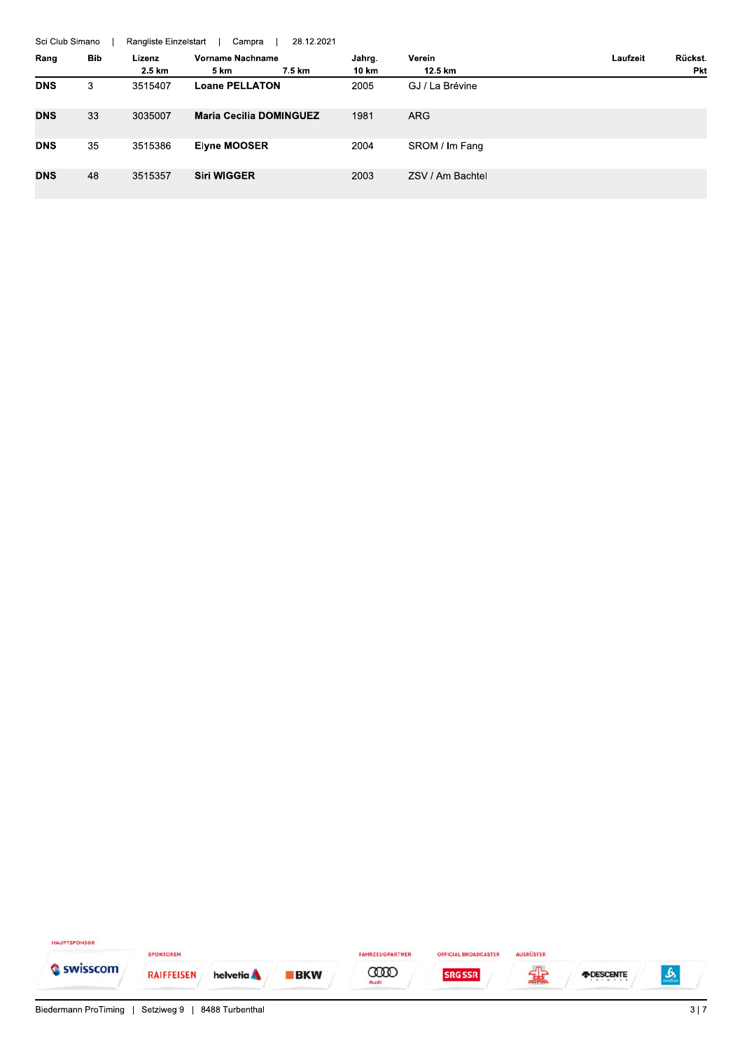Sci Club Simano | Rangliste Einzelstart | Campra | 28.12.2021

| Rang | Bib | Lizenz | Vorname Nachname | | Jahrg. | Verein | Laufzeit | Rückst. |
|---|---|---|---|---|---|---|---|---|
| | | 2.5 km | 5 km | 7.5 km | 10 km | 12.5 km | | Pkt |
| **DNS** | 3 | 3515407 | **Loane PELLATON** | | 2005 | GJ / La Brévine | | |
| **DNS** | 33 | 3035007 | **Maria Cecilia DOMINGUEZ** | | 1981 | ARG | | |
| **DNS** | 35 | 3515386 | **Elyne MOOSER** | | 2004 | SROM / Im Fang | | |
| **DNS** | 48 | 3515357 | **Siri WIGGER** | | 2003 | ZSV / Am Bachtel | | |

HAUPTSPONSOR: swisscom | SPONSOREN: RAIFFEISEN, helvetia, BKW | FAHRZEUGPARTNER: Audi | OFFICIAL BROADCASTER: SRG SSR | AUSRÜSTER: SKIPOOL, DESCENTE, odlo

Biedermann ProTiming | Setziweg 9 | 8488 Turbenthal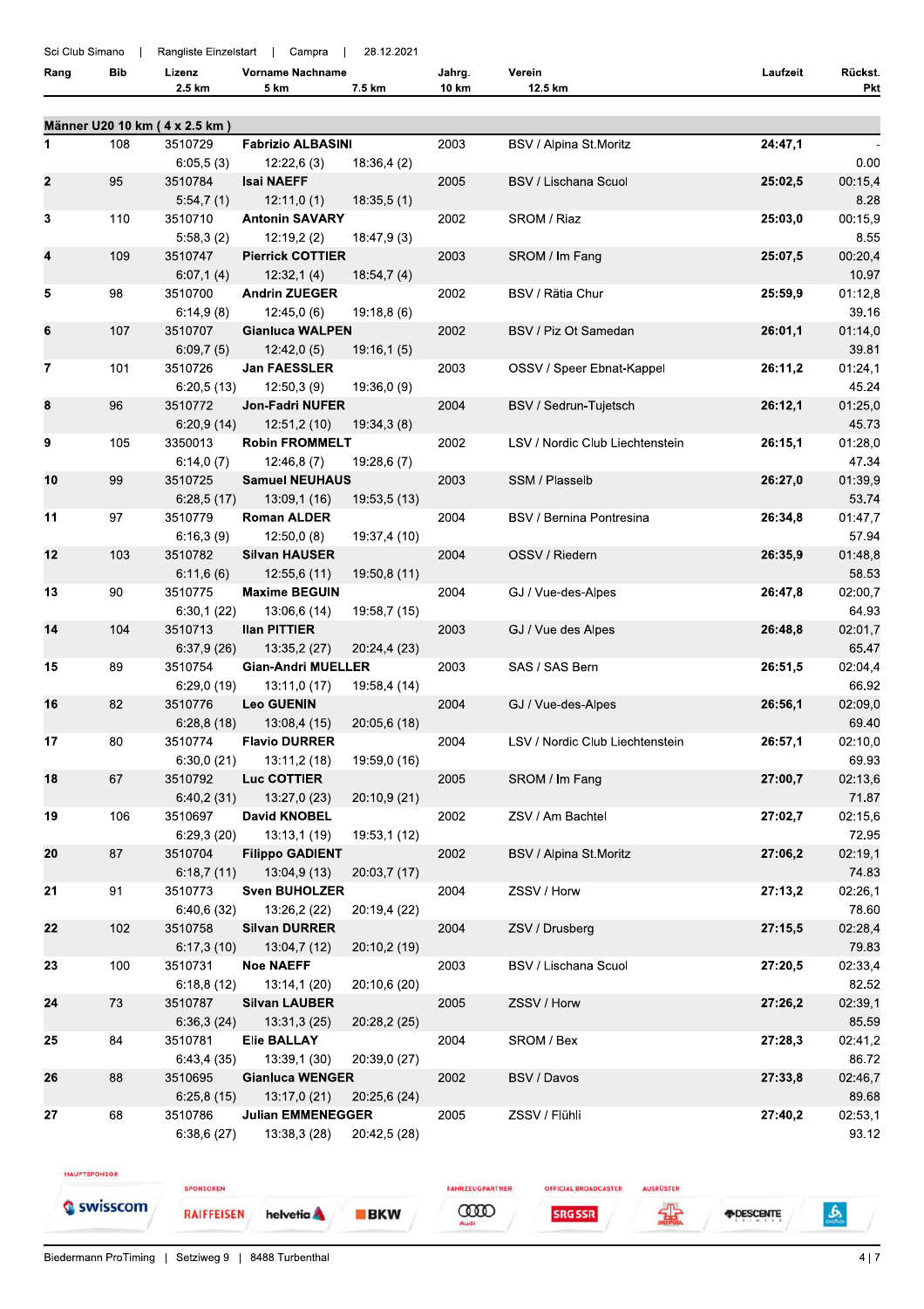Sci Club Simano | Rangliste Einzelstart | Campra | 28.12.2021

## Männer U20 10 km ( 4 x 2.5 km )

| Rang | Bib | Lizenz | Vorname Nachname | Jahrg. | Verein | Laufzeit | Rückst. |
|---|---|---|---|---|---|---|---|
| | | 2.5 km | 5 km / 7.5 km | 10 km | 12.5 km | | Pkt |
| 1 | 108 | 3510729 | Fabrizio ALBASINI | 2003 | BSV / Alpina St.Moritz | 24:47,1 | - |
| | | 6:05,5 (3) | 12:22,6 (3) / 18:36,4 (2) | | | | 0.00 |
| 2 | 95 | 3510784 | Isai NAEFF | 2005 | BSV / Lischana Scuol | 25:02,5 | 00:15,4 |
| | | 5:54,7 (1) | 12:11,0 (1) / 18:35,5 (1) | | | | 8.28 |
| 3 | 110 | 3510710 | Antonin SAVARY | 2002 | SROM / Riaz | 25:03,0 | 00:15,9 |
| | | 5:58,3 (2) | 12:19,2 (2) / 18:47,9 (3) | | | | 8.55 |
| 4 | 109 | 3510747 | Pierrick COTTIER | 2003 | SROM / Im Fang | 25:07,5 | 00:20,4 |
| | | 6:07,1 (4) | 12:32,1 (4) / 18:54,7 (4) | | | | 10.97 |
| 5 | 98 | 3510700 | Andrin ZUEGER | 2002 | BSV / Rätia Chur | 25:59,9 | 01:12,8 |
| | | 6:14,9 (8) | 12:45,0 (6) / 19:18,8 (6) | | | | 39.16 |
| 6 | 107 | 3510707 | Gianluca WALPEN | 2002 | BSV / Piz Ot Samedan | 26:01,1 | 01:14,0 |
| | | 6:09,7 (5) | 12:42,0 (5) / 19:16,1 (5) | | | | 39.81 |
| 7 | 101 | 3510726 | Jan FAESSLER | 2003 | OSSV / Speer Ebnat-Kappel | 26:11,2 | 01:24,1 |
| | | 6:20,5 (13) | 12:50,3 (9) / 19:36,0 (9) | | | | 45.24 |
| 8 | 96 | 3510772 | Jon-Fadri NUFER | 2004 | BSV / Sedrun-Tujetsch | 26:12,1 | 01:25,0 |
| | | 6:20,9 (14) | 12:51,2 (10) / 19:34,3 (8) | | | | 45.73 |
| 9 | 105 | 3350013 | Robin FROMMELT | 2002 | LSV / Nordic Club Liechtenstein | 26:15,1 | 01:28,0 |
| | | 6:14,0 (7) | 12:46,8 (7) / 19:28,6 (7) | | | | 47.34 |
| 10 | 99 | 3510725 | Samuel NEUHAUS | 2003 | SSM / Plasselb | 26:27,0 | 01:39,9 |
| | | 6:28,5 (17) | 13:09,1 (16) / 19:53,5 (13) | | | | 53.74 |
| 11 | 97 | 3510779 | Roman ALDER | 2004 | BSV / Bernina Pontresina | 26:34,8 | 01:47,7 |
| | | 6:16,3 (9) | 12:50,0 (8) / 19:37,4 (10) | | | | 57.94 |
| 12 | 103 | 3510782 | Silvan HAUSER | 2004 | OSSV / Riedern | 26:35,9 | 01:48,8 |
| | | 6:11,6 (6) | 12:55,6 (11) / 19:50,8 (11) | | | | 58.53 |
| 13 | 90 | 3510775 | Maxime BEGUIN | 2004 | GJ / Vue-des-Alpes | 26:47,8 | 02:00,7 |
| | | 6:30,1 (22) | 13:06,6 (14) / 19:58,7 (15) | | | | 64.93 |
| 14 | 104 | 3510713 | Ilan PITTIER | 2003 | GJ / Vue des Alpes | 26:48,8 | 02:01,7 |
| | | 6:37,9 (26) | 13:35,2 (27) / 20:24,4 (23) | | | | 65.47 |
| 15 | 89 | 3510754 | Gian-Andri MUELLER | 2003 | SAS / SAS Bern | 26:51,5 | 02:04,4 |
| | | 6:29,0 (19) | 13:11,0 (17) / 19:58,4 (14) | | | | 66.92 |
| 16 | 82 | 3510776 | Leo GUENIN | 2004 | GJ / Vue-des-Alpes | 26:56,1 | 02:09,0 |
| | | 6:28,8 (18) | 13:08,4 (15) / 20:05,6 (18) | | | | 69.40 |
| 17 | 80 | 3510774 | Flavio DURRER | 2004 | LSV / Nordic Club Liechtenstein | 26:57,1 | 02:10,0 |
| | | 6:30,0 (21) | 13:11,2 (18) / 19:59,0 (16) | | | | 69.93 |
| 18 | 67 | 3510792 | Luc COTTIER | 2005 | SROM / Im Fang | 27:00,7 | 02:13,6 |
| | | 6:40,2 (31) | 13:27,0 (23) / 20:10,9 (21) | | | | 71.87 |
| 19 | 106 | 3510697 | David KNOBEL | 2002 | ZSV / Am Bachtel | 27:02,7 | 02:15,6 |
| | | 6:29,3 (20) | 13:13,1 (19) / 19:53,1 (12) | | | | 72.95 |
| 20 | 87 | 3510704 | Filippo GADIENT | 2002 | BSV / Alpina St.Moritz | 27:06,2 | 02:19,1 |
| | | 6:18,7 (11) | 13:04,9 (13) / 20:03,7 (17) | | | | 74.83 |
| 21 | 91 | 3510773 | Sven BUHOLZER | 2004 | ZSSV / Horw | 27:13,2 | 02:26,1 |
| | | 6:40,6 (32) | 13:26,2 (22) / 20:19,4 (22) | | | | 78.60 |
| 22 | 102 | 3510758 | Silvan DURRER | 2004 | ZSV / Drusberg | 27:15,5 | 02:28,4 |
| | | 6:17,3 (10) | 13:04,7 (12) / 20:10,2 (19) | | | | 79.83 |
| 23 | 100 | 3510731 | Noe NAEFF | 2003 | BSV / Lischana Scuol | 27:20,5 | 02:33,4 |
| | | 6:18,8 (12) | 13:14,1 (20) / 20:10,6 (20) | | | | 82.52 |
| 24 | 73 | 3510787 | Silvan LAUBER | 2005 | ZSSV / Horw | 27:26,2 | 02:39,1 |
| | | 6:36,3 (24) | 13:31,3 (25) / 20:28,2 (25) | | | | 85.59 |
| 25 | 84 | 3510781 | Elie BALLAY | 2004 | SROM / Bex | 27:28,3 | 02:41,2 |
| | | 6:43,4 (35) | 13:39,1 (30) / 20:39,0 (27) | | | | 86.72 |
| 26 | 88 | 3510695 | Gianluca WENGER | 2002 | BSV / Davos | 27:33,8 | 02:46,7 |
| | | 6:25,8 (15) | 13:17,0 (21) / 20:25,6 (24) | | | | 89.68 |
| 27 | 68 | 3510786 | Julian EMMENEGGER | 2005 | ZSSV / Flühli | 27:40,2 | 02:53,1 |
| | | 6:38,6 (27) | 13:38,3 (28) / 20:42,5 (28) | | | | 93.12 |

HAUPTSPONSOR: Swisscom | SPONSOREN: Raiffeisen, Helvetia, BKW | FAHRZEUGPARTNER: Audi | OFFICIAL BROADCASTER: SRG SSR | AUSRÜSTER: Descente

Biedermann ProTiming | Setziweg 9 | 8488 Turbenthal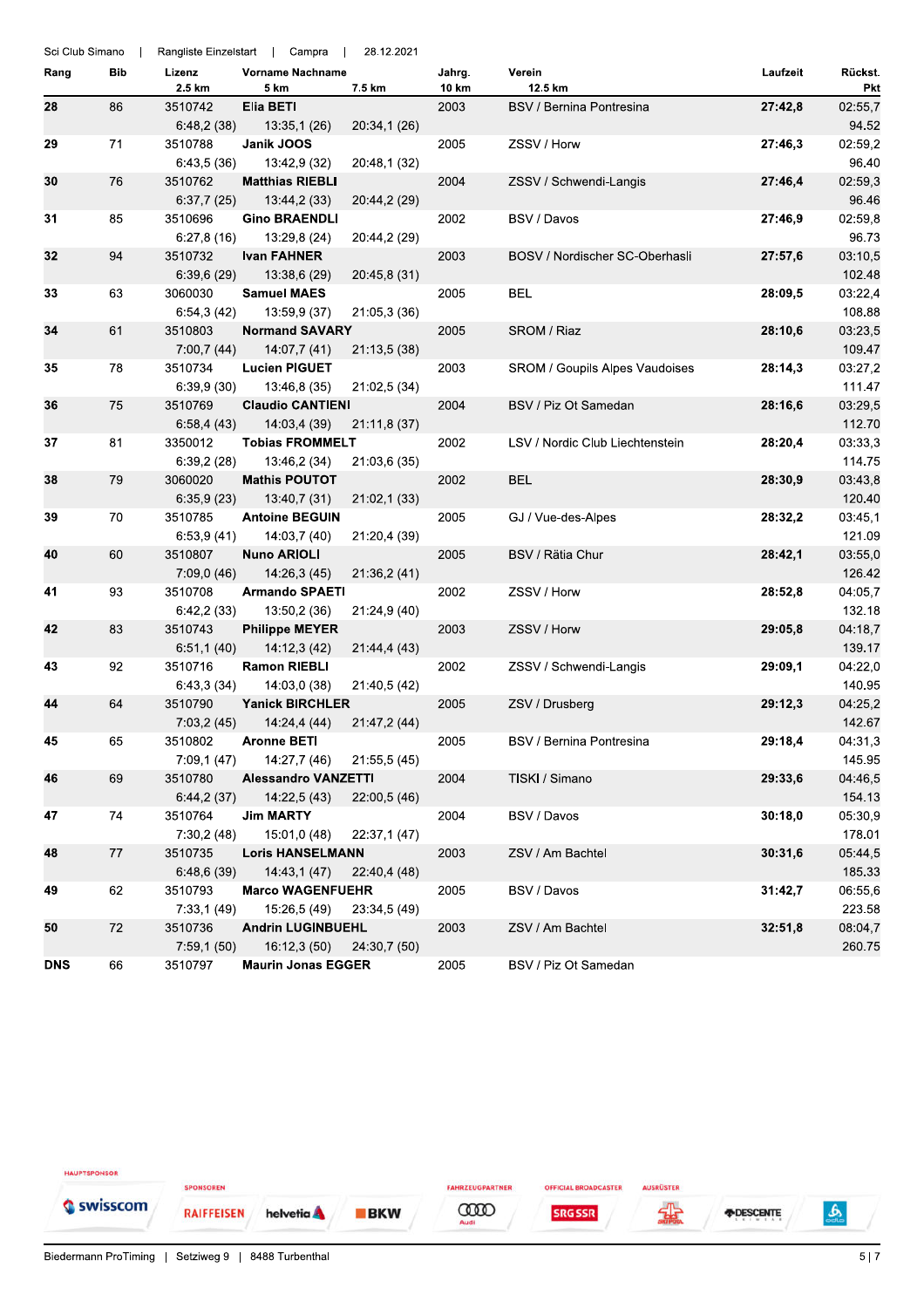Sci Club Simano | Rangliste Einzelstart | Campra | 28.12.2021

| Rang | Bib | Lizenz | Vorname Nachname | Jahrg. | Verein | Laufzeit | Rückst. |
|---|---|---|---|---|---|---|---|
| | | 2.5 km | 5 km | 7.5 km | 10 km | 12.5 km | Pkt |
| **28** | 86 | 3510742 | **Elia BETI** | 2003 | BSV / Bernina Pontresina | **27:42,8** | 02:55,7 |
| | | 6:48,2 (38) | 13:35,1 (26) | 20:34,1 (26) | | | 94.52 |
| **29** | 71 | 3510788 | **Janik JOOS** | 2005 | ZSSV / Horw | **27:46,3** | 02:59,2 |
| | | 6:43,5 (36) | 13:42,9 (32) | 20:48,1 (32) | | | 96.40 |
| **30** | 76 | 3510762 | **Matthias RIEBLI** | 2004 | ZSSV / Schwendi-Langis | **27:46,4** | 02:59,3 |
| | | 6:37,7 (25) | 13:44,2 (33) | 20:44,2 (29) | | | 96.46 |
| **31** | 85 | 3510696 | **Gino BRAENDLI** | 2002 | BSV / Davos | **27:46,9** | 02:59,8 |
| | | 6:27,8 (16) | 13:29,8 (24) | 20:44,2 (29) | | | 96.73 |
| **32** | 94 | 3510732 | **Ivan FAHNER** | 2003 | BOSV / Nordischer SC-Oberhasli | **27:57,6** | 03:10,5 |
| | | 6:39,6 (29) | 13:38,6 (29) | 20:45,8 (31) | | | 102.48 |
| **33** | 63 | 3060030 | **Samuel MAES** | 2005 | BEL | **28:09,5** | 03:22,4 |
| | | 6:54,3 (42) | 13:59,9 (37) | 21:05,3 (36) | | | 108.88 |
| **34** | 61 | 3510803 | **Normand SAVARY** | 2005 | SROM / Riaz | **28:10,6** | 03:23,5 |
| | | 7:00,7 (44) | 14:07,7 (41) | 21:13,5 (38) | | | 109.47 |
| **35** | 78 | 3510734 | **Lucien PIGUET** | 2003 | SROM / Goupils Alpes Vaudoises | **28:14,3** | 03:27,2 |
| | | 6:39,9 (30) | 13:46,8 (35) | 21:02,5 (34) | | | 111.47 |
| **36** | 75 | 3510769 | **Claudio CANTIENI** | 2004 | BSV / Piz Ot Samedan | **28:16,6** | 03:29,5 |
| | | 6:58,4 (43) | 14:03,4 (39) | 21:11,8 (37) | | | 112.70 |
| **37** | 81 | 3350012 | **Tobias FROMMELT** | 2002 | LSV / Nordic Club Liechtenstein | **28:20,4** | 03:33,3 |
| | | 6:39,2 (28) | 13:46,2 (34) | 21:03,6 (35) | | | 114.75 |
| **38** | 79 | 3060020 | **Mathis POUTOT** | 2002 | BEL | **28:30,9** | 03:43,8 |
| | | 6:35,9 (23) | 13:40,7 (31) | 21:02,1 (33) | | | 120.40 |
| **39** | 70 | 3510785 | **Antoine BEGUIN** | 2005 | GJ / Vue-des-Alpes | **28:32,2** | 03:45,1 |
| | | 6:53,9 (41) | 14:03,7 (40) | 21:20,4 (39) | | | 121.09 |
| **40** | 60 | 3510807 | **Nuno ARIOLI** | 2005 | BSV / Rätia Chur | **28:42,1** | 03:55,0 |
| | | 7:09,0 (46) | 14:26,3 (45) | 21:36,2 (41) | | | 126.42 |
| **41** | 93 | 3510708 | **Armando SPAETI** | 2002 | ZSSV / Horw | **28:52,8** | 04:05,7 |
| | | 6:42,2 (33) | 13:50,2 (36) | 21:24,9 (40) | | | 132.18 |
| **42** | 83 | 3510743 | **Philippe MEYER** | 2003 | ZSSV / Horw | **29:05,8** | 04:18,7 |
| | | 6:51,1 (40) | 14:12,3 (42) | 21:44,4 (43) | | | 139.17 |
| **43** | 92 | 3510716 | **Ramon RIEBLI** | 2002 | ZSSV / Schwendi-Langis | **29:09,1** | 04:22,0 |
| | | 6:43,3 (34) | 14:03,0 (38) | 21:40,5 (42) | | | 140.95 |
| **44** | 64 | 3510790 | **Yanick BIRCHLER** | 2005 | ZSV / Drusberg | **29:12,3** | 04:25,2 |
| | | 7:03,2 (45) | 14:24,4 (44) | 21:47,2 (44) | | | 142.67 |
| **45** | 65 | 3510802 | **Aronne BETI** | 2005 | BSV / Bernina Pontresina | **29:18,4** | 04:31,3 |
| | | 7:09,1 (47) | 14:27,7 (46) | 21:55,5 (45) | | | 145.95 |
| **46** | 69 | 3510780 | **Alessandro VANZETTI** | 2004 | TISKI / Simano | **29:33,6** | 04:46,5 |
| | | 6:44,2 (37) | 14:22,5 (43) | 22:00,5 (46) | | | 154.13 |
| **47** | 74 | 3510764 | **Jim MARTY** | 2004 | BSV / Davos | **30:18,0** | 05:30,9 |
| | | 7:30,2 (48) | 15:01,0 (48) | 22:37,1 (47) | | | 178.01 |
| **48** | 77 | 3510735 | **Loris HANSELMANN** | 2003 | ZSV / Am Bachtel | **30:31,6** | 05:44,5 |
| | | 6:48,6 (39) | 14:43,1 (47) | 22:40,4 (48) | | | 185.33 |
| **49** | 62 | 3510793 | **Marco WAGENFUEHR** | 2005 | BSV / Davos | **31:42,7** | 06:55,6 |
| | | 7:33,1 (49) | 15:26,5 (49) | 23:34,5 (49) | | | 223.58 |
| **50** | 72 | 3510736 | **Andrin LUGINBUEHL** | 2003 | ZSV / Am Bachtel | **32:51,8** | 08:04,7 |
| | | 7:59,1 (50) | 16:12,3 (50) | 24:30,7 (50) | | | 260.75 |
| **DNS** | 66 | 3510797 | **Maurin Jonas EGGER** | 2005 | BSV / Piz Ot Samedan | | |

HAUPTSPONSOR: swisscom | SPONSOREN: RAIFFEISEN, helvetia, BKW | FAHRZEUGPARTNER: Audi | OFFICIAL BROADCASTER: SRG SSR | AUSRÜSTER: DESCENTE

Biedermann ProTiming | Setziweg 9 | 8488 Turbenthal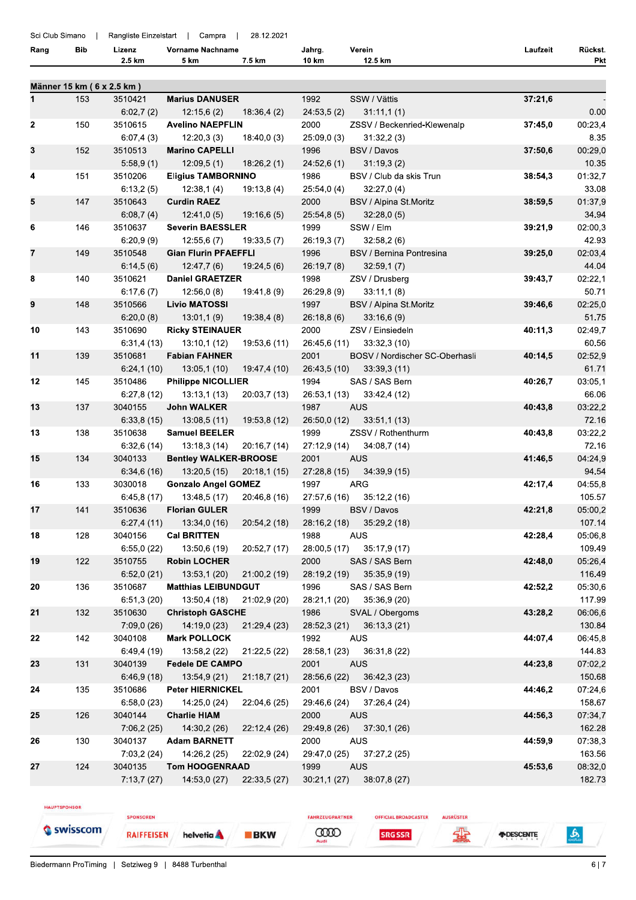Sci Club Simano | Rangliste Einzelstart | Campra | 28.12.2021

## Männer 15 km ( 6 x 2.5 km )

| Rang | Bib | Lizenz | Vorname Nachname | Jahrg. | Verein | Laufzeit | Rückst. |
|---|---|---|---|---|---|---|---|
| | | 2.5 km | 5 km / 7.5 km | 10 km | 12.5 km | | Pkt |
| 1 | 153 | 3510421 | **Marius DANUSER** | 1992 | SSW / Vättis | **37:21,6** | - |
| | | 6:02,7 (2) | 12:15,6 (2) / 18:36,4 (2) | 24:53,5 (2) | 31:11,1 (1) | | 0.00 |
| 2 | 150 | 3510615 | **Avelino NAEPFLIN** | 2000 | ZSSV / Beckenried-Klewenalp | **37:45,0** | 00:23,4 |
| | | 6:07,4 (3) | 12:20,3 (3) / 18:40,0 (3) | 25:09,0 (3) | 31:32,2 (3) | | 8.35 |
| 3 | 152 | 3510513 | **Marino CAPELLI** | 1996 | BSV / Davos | **37:50,6** | 00:29,0 |
| | | 5:58,9 (1) | 12:09,5 (1) / 18:26,2 (1) | 24:52,6 (1) | 31:19,3 (2) | | 10.35 |
| 4 | 151 | 3510206 | **Eligius TAMBORNINO** | 1986 | BSV / Club da skis Trun | **38:54,3** | 01:32,7 |
| | | 6:13,2 (5) | 12:38,1 (4) / 19:13,8 (4) | 25:54,0 (4) | 32:27,0 (4) | | 33.08 |
| 5 | 147 | 3510643 | **Curdin RAEZ** | 2000 | BSV / Alpina St.Moritz | **38:59,5** | 01:37,9 |
| | | 6:08,7 (4) | 12:41,0 (5) / 19:16,6 (5) | 25:54,8 (5) | 32:28,0 (5) | | 34.94 |
| 6 | 146 | 3510637 | **Severin BAESSLER** | 1999 | SSW / Elm | **39:21,9** | 02:00,3 |
| | | 6:20,9 (9) | 12:55,6 (7) / 19:33,5 (7) | 26:19,3 (7) | 32:58,2 (6) | | 42.93 |
| 7 | 149 | 3510548 | **Gian Flurin PFAEFFLI** | 1996 | BSV / Bernina Pontresina | **39:25,0** | 02:03,4 |
| | | 6:14,5 (6) | 12:47,7 (6) / 19:24,5 (6) | 26:19,7 (8) | 32:59,1 (7) | | 44.04 |
| 8 | 140 | 3510621 | **Daniel GRAETZER** | 1998 | ZSV / Drusberg | **39:43,7** | 02:22,1 |
| | | 6:17,6 (7) | 12:56,0 (8) / 19:41,8 (9) | 26:29,8 (9) | 33:11,1 (8) | | 50.71 |
| 9 | 148 | 3510566 | **Livio MATOSSI** | 1997 | BSV / Alpina St.Moritz | **39:46,6** | 02:25,0 |
| | | 6:20,0 (8) | 13:01,1 (9) / 19:38,4 (8) | 26:18,8 (6) | 33:16,6 (9) | | 51.75 |
| 10 | 143 | 3510690 | **Ricky STEINAUER** | 2000 | ZSV / Einsiedeln | **40:11,3** | 02:49,7 |
| | | 6:31,4 (13) | 13:10,1 (12) / 19:53,6 (11) | 26:45,6 (11) | 33:32,3 (10) | | 60.56 |
| 11 | 139 | 3510681 | **Fabian FAHNER** | 2001 | BOSV / Nordischer SC-Oberhasli | **40:14,5** | 02:52,9 |
| | | 6:24,1 (10) | 13:05,1 (10) / 19:47,4 (10) | 26:43,5 (10) | 33:39,3 (11) | | 61.71 |
| 12 | 145 | 3510486 | **Philippe NICOLLIER** | 1994 | SAS / SAS Bern | **40:26,7** | 03:05,1 |
| | | 6:27,8 (12) | 13:13,1 (13) / 20:03,7 (13) | 26:53,1 (13) | 33:42,4 (12) | | 66.06 |
| 13 | 137 | 3040155 | **John WALKER** | 1987 | AUS | **40:43,8** | 03:22,2 |
| | | 6:33,8 (15) | 13:08,5 (11) / 19:53,8 (12) | 26:50,0 (12) | 33:51,1 (13) | | 72.16 |
| 13 | 138 | 3510638 | **Samuel BEELER** | 1999 | ZSSV / Rothenthurm | **40:43,8** | 03:22,2 |
| | | 6:32,6 (14) | 13:18,3 (14) / 20:16,7 (14) | 27:12,9 (14) | 34:08,7 (14) | | 72.16 |
| 15 | 134 | 3040133 | **Bentley WALKER-BROOSE** | 2001 | AUS | **41:46,5** | 04:24,9 |
| | | 6:34,6 (16) | 13:20,5 (15) / 20:18,1 (15) | 27:28,8 (15) | 34:39,9 (15) | | 94.54 |
| 16 | 133 | 3030018 | **Gonzalo Angel GOMEZ** | 1997 | ARG | **42:17,4** | 04:55,8 |
| | | 6:45,8 (17) | 13:48,5 (17) / 20:46,8 (16) | 27:57,6 (16) | 35:12,2 (16) | | 105.57 |
| 17 | 141 | 3510636 | **Florian GULER** | 1999 | BSV / Davos | **42:21,8** | 05:00,2 |
| | | 6:27,4 (11) | 13:34,0 (16) / 20:54,2 (18) | 28:16,2 (18) | 35:29,2 (18) | | 107.14 |
| 18 | 128 | 3040156 | **Cal BRITTEN** | 1988 | AUS | **42:28,4** | 05:06,8 |
| | | 6:55,0 (22) | 13:50,6 (19) / 20:52,7 (17) | 28:00,5 (17) | 35:17,9 (17) | | 109.49 |
| 19 | 122 | 3510755 | **Robin LOCHER** | 2000 | SAS / SAS Bern | **42:48,0** | 05:26,4 |
| | | 6:52,0 (21) | 13:53,1 (20) / 21:00,2 (19) | 28:19,2 (19) | 35:35,9 (19) | | 116.49 |
| 20 | 136 | 3510687 | **Matthias LEIBUNDGUT** | 1996 | SAS / SAS Bern | **42:52,2** | 05:30,6 |
| | | 6:51,3 (20) | 13:50,4 (18) / 21:02,9 (20) | 28:21,1 (20) | 35:36,9 (20) | | 117.99 |
| 21 | 132 | 3510630 | **Christoph GASCHE** | 1986 | SVAL / Obergoms | **43:28,2** | 06:06,6 |
| | | 7:09,0 (26) | 14:19,0 (23) / 21:29,4 (23) | 28:52,3 (21) | 36:13,3 (21) | | 130.84 |
| 22 | 142 | 3040108 | **Mark POLLOCK** | 1992 | AUS | **44:07,4** | 06:45,8 |
| | | 6:49,4 (19) | 13:58,2 (22) / 21:22,5 (22) | 28:58,1 (23) | 36:31,8 (22) | | 144.83 |
| 23 | 131 | 3040139 | **Fedele DE CAMPO** | 2001 | AUS | **44:23,8** | 07:02,2 |
| | | 6:46,9 (18) | 13:54,9 (21) / 21:18,7 (21) | 28:56,6 (22) | 36:42,3 (23) | | 150.68 |
| 24 | 135 | 3510686 | **Peter HIERNICKEL** | 2001 | BSV / Davos | **44:46,2** | 07:24,6 |
| | | 6:58,0 (23) | 14:25,0 (24) / 22:04,6 (25) | 29:46,6 (24) | 37:26,4 (24) | | 158.67 |
| 25 | 126 | 3040144 | **Charlie HIAM** | 2000 | AUS | **44:56,3** | 07:34,7 |
| | | 7:06,2 (25) | 14:30,2 (26) / 22:12,4 (26) | 29:49,8 (26) | 37:30,1 (26) | | 162.28 |
| 26 | 130 | 3040137 | **Adam BARNETT** | 2000 | AUS | **44:59,9** | 07:38,3 |
| | | 7:03,2 (24) | 14:26,2 (25) / 22:02,9 (24) | 29:47,0 (25) | 37:27,2 (25) | | 163.56 |
| 27 | 124 | 3040135 | **Tom HOOGENRAAD** | 1999 | AUS | **45:53,6** | 08:32,0 |
| | | 7:13,7 (27) | 14:53,0 (27) / 22:33,5 (27) | 30:21,1 (27) | 38:07,8 (27) | | 182.73 |

HAUPTSPONSOR swisscom | SPONSOREN RAIFFEISEN, helvetia, BKW | FAHRZEUGPARTNER Audi | OFFICIAL BROADCASTER SRG SSR | AUSRÜSTER DESCENTE

Biedermann ProTiming | Setziweg 9 | 8488 Turbenthal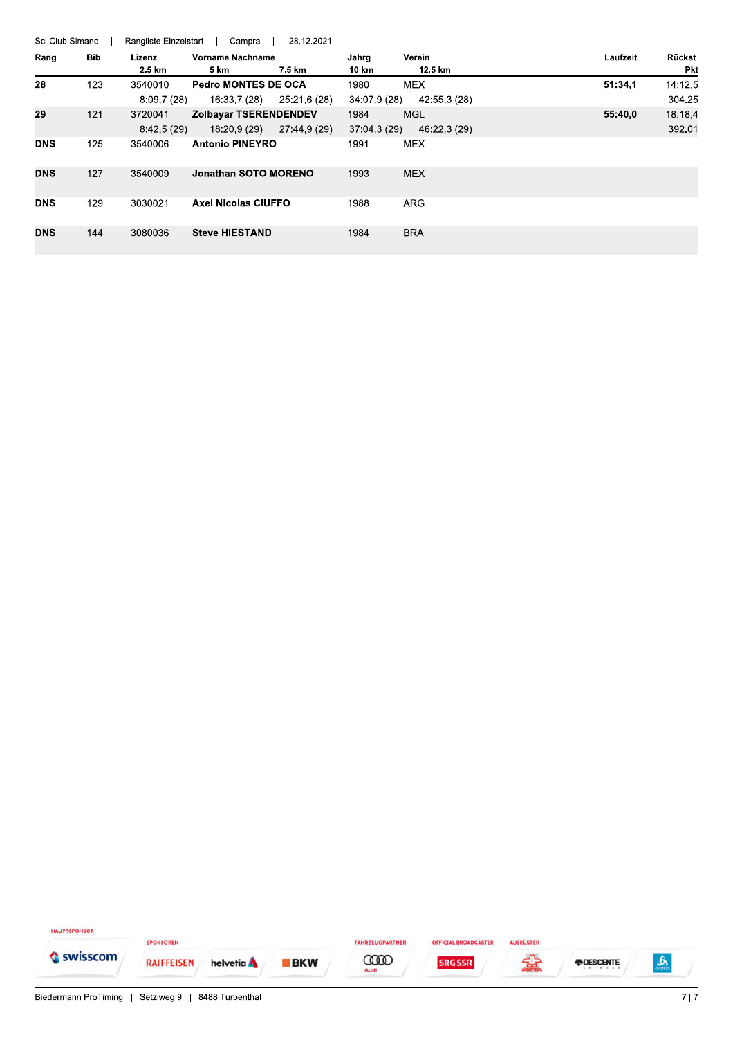| Rang | Bib | Lizenz | Vorname Nachname | | Jahrg. | Verein | Laufzeit | Rückst. |
|---|---|---|---|---|---|---|---|---|
| | | 2.5 km | 5 km | 7.5 km | 10 km | 12.5 km | | Pkt |
| **28** | 123 | 3540010 | **Pedro MONTES DE OCA** | | 1980 | MEX | **51:34,1** | 14:12,5 |
| | | 8:09,7 (28) | 16:33,7 (28) | 25:21,6 (28) | 34:07,9 (28) | 42:55,3 (28) | | 304.25 |
| **29** | 121 | 3720041 | **Zolbayar TSERENDENDEV** | | 1984 | MGL | **55:40,0** | 18:18,4 |
| | | 8:42,5 (29) | 18:20,9 (29) | 27:44,9 (29) | 37:04,3 (29) | 46:22,3 (29) | | 392.01 |
| **DNS** | 125 | 3540006 | **Antonio PINEYRO** | | 1991 | MEX | | |
| **DNS** | 127 | 3540009 | **Jonathan SOTO MORENO** | | 1993 | MEX | | |
| **DNS** | 129 | 3030021 | **Axel Nicolas CIUFFO** | | 1988 | ARG | | |
| **DNS** | 144 | 3080036 | **Steve HIESTAND** | | 1984 | BRA | | |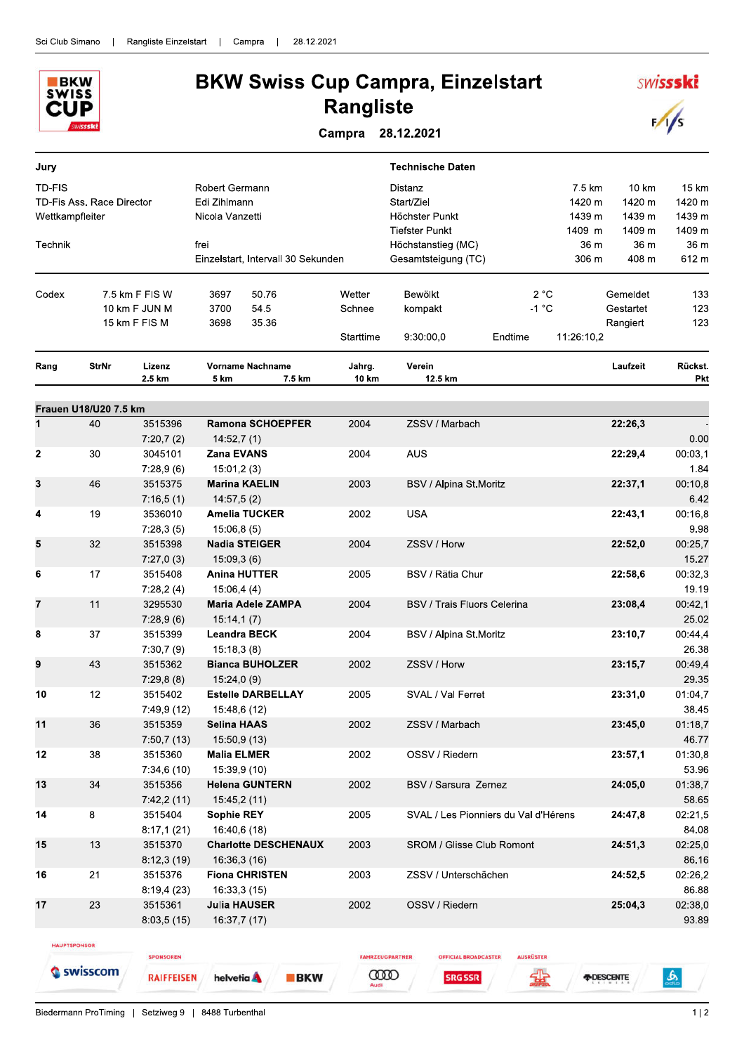# BKW Swiss Cup Campra, Einzelstart

## Rangliste

**Campra 28.12.2021**

| Jury | | Technische Daten | 7.5 km | 10 km | 15 km |
|---|---|---|---|---|---|
| TD-FIS | Robert Germann | Distanz | 7.5 km | 10 km | 15 km |
| TD-Fis Ass. Race Director | Edi Zihlmann | Start/Ziel | 1420 m | 1420 m | 1420 m |
| Wettkampfleiter | Nicola Vanzetti | Höchster Punkt | 1439 m | 1439 m | 1439 m |
| | | Tiefster Punkt | 1409 m | 1409 m | 1409 m |
| Technik | frei | Höchstanstieg (MC) | 36 m | 36 m | 36 m |
| | Einzelstart, Intervall 30 Sekunden | Gesamtsteigung (TC) | 306 m | 408 m | 612 m |

| Codex | | | | | | | | |
|---|---|---|---|---|---|---|---|---|
| 7.5 km F FIS W | 3697 | 50.76 | Wetter | Bewölkt | 2 °C | | Gemeldet | 133 |
| 10 km F JUN M | 3700 | 54.5 | Schnee | kompakt | -1 °C | | Gestartet | 123 |
| 15 km F FIS M | 3698 | 35.36 | | | | | Rangiert | 123 |
| | | | Starttime | 9:30:00,0 | Endtime | 11:26:10,2 | | |

### Frauen U18/U20 7.5 km

| Rang | StrNr | Lizenz / 2.5 km | Vorname Nachname / 5 km | Jahrg. | Verein | Laufzeit | Rückst. / Pkt |
|---|---|---|---|---|---|---|---|
| 1 | 40 | 3515396 | **Ramona SCHOEPFER** | 2004 | ZSSV / Marbach | **22:26,3** | - |
| | | 7:20,7 (2) | 14:52,7 (1) | | | | 0.00 |
| 2 | 30 | 3045101 | **Zana EVANS** | 2004 | AUS | **22:29,4** | 00:03,1 |
| | | 7:28,9 (6) | 15:01,2 (3) | | | | 1.84 |
| 3 | 46 | 3515375 | **Marina KAELIN** | 2003 | BSV / Alpina St.Moritz | **22:37,1** | 00:10,8 |
| | | 7:16,5 (1) | 14:57,5 (2) | | | | 6.42 |
| 4 | 19 | 3536010 | **Amelia TUCKER** | 2002 | USA | **22:43,1** | 00:16,8 |
| | | 7:28,3 (5) | 15:06,8 (5) | | | | 9.98 |
| 5 | 32 | 3515398 | **Nadia STEIGER** | 2004 | ZSSV / Horw | **22:52,0** | 00:25,7 |
| | | 7:27,0 (3) | 15:09,3 (6) | | | | 15.27 |
| 6 | 17 | 3515408 | **Anina HUTTER** | 2005 | BSV / Rätia Chur | **22:58,6** | 00:32,3 |
| | | 7:28,2 (4) | 15:06,4 (4) | | | | 19.19 |
| 7 | 11 | 3295530 | **Maria Adele ZAMPA** | 2004 | BSV / Trais Fluors Celerina | **23:08,4** | 00:42,1 |
| | | 7:28,9 (6) | 15:14,1 (7) | | | | 25.02 |
| 8 | 37 | 3515399 | **Leandra BECK** | 2004 | BSV / Alpina St.Moritz | **23:10,7** | 00:44,4 |
| | | 7:30,7 (9) | 15:18,3 (8) | | | | 26.38 |
| 9 | 43 | 3515362 | **Bianca BUHOLZER** | 2002 | ZSSV / Horw | **23:15,7** | 00:49,4 |
| | | 7:29,8 (8) | 15:24,0 (9) | | | | 29.35 |
| 10 | 12 | 3515402 | **Estelle DARBELLAY** | 2005 | SVAL / Val Ferret | **23:31,0** | 01:04,7 |
| | | 7:49,9 (12) | 15:48,6 (12) | | | | 38.45 |
| 11 | 36 | 3515359 | **Selina HAAS** | 2002 | ZSSV / Marbach | **23:45,0** | 01:18,7 |
| | | 7:50,7 (13) | 15:50,9 (13) | | | | 46.77 |
| 12 | 38 | 3515360 | **Malia ELMER** | 2002 | OSSV / Riedern | **23:57,1** | 01:30,8 |
| | | 7:34,6 (10) | 15:39,9 (10) | | | | 53.96 |
| 13 | 34 | 3515356 | **Helena GUNTERN** | 2002 | BSV / Sarsura Zernez | **24:05,0** | 01:38,7 |
| | | 7:42,2 (11) | 15:45,2 (11) | | | | 58.65 |
| 14 | 8 | 3515404 | **Sophie REY** | 2005 | SVAL / Les Pionniers du Val d'Hérens | **24:47,8** | 02:21,5 |
| | | 8:17,1 (21) | 16:40,6 (18) | | | | 84.08 |
| 15 | 13 | 3515370 | **Charlotte DESCHENAUX** | 2003 | SROM / Glisse Club Romont | **24:51,3** | 02:25,0 |
| | | 8:12,3 (19) | 16:36,3 (16) | | | | 86.16 |
| 16 | 21 | 3515376 | **Fiona CHRISTEN** | 2003 | ZSSV / Unterschächen | **24:52,5** | 02:26,2 |
| | | 8:19,4 (23) | 16:33,3 (15) | | | | 86.88 |
| 17 | 23 | 3515361 | **Julia HAUSER** | 2002 | OSSV / Riedern | **25:04,3** | 02:38,0 |
| | | 8:03,5 (15) | 16:37,7 (17) | | | | 93.89 |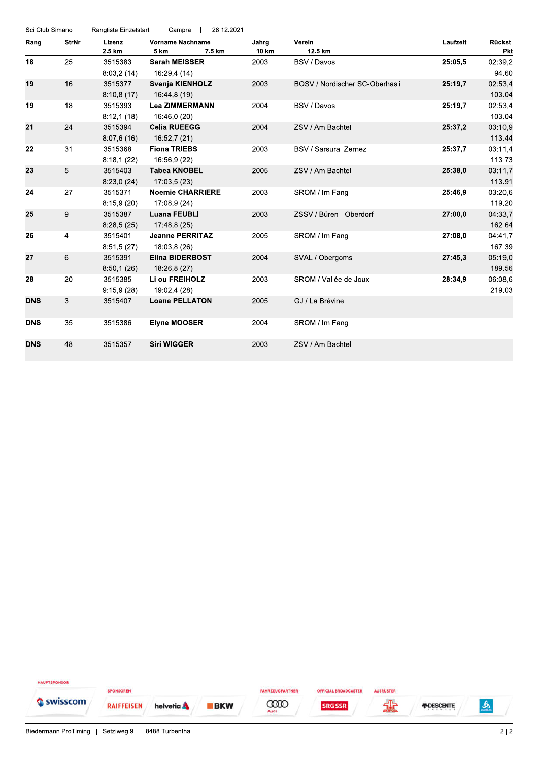Sci Club Simano | Rangliste Einzelstart | Campra | 28.12.2021

| Rang | StrNr | Lizenz<br>2.5 km | Vorname Nachname<br>5 km 7.5 km | Jahrg.<br>10 km | Verein<br>12.5 km | Laufzeit | Rückst.<br>Pkt |
|---|---|---|---|---|---|---|---|
| **18** | 25 | 3515383<br>8:03,2 (14) | **Sarah MEISSER**<br>16:29,4 (14) | 2003 | BSV / Davos | **25:05,5** | 02:39,2<br>94.60 |
| **19** | 16 | 3515377<br>8:10,8 (17) | **Svenja KIENHOLZ**<br>16:44,8 (19) | 2003 | BOSV / Nordischer SC-Oberhasli | **25:19,7** | 02:53,4<br>103.04 |
| **19** | 18 | 3515393<br>8:12,1 (18) | **Lea ZIMMERMANN**<br>16:46,0 (20) | 2004 | BSV / Davos | **25:19,7** | 02:53,4<br>103.04 |
| **21** | 24 | 3515394<br>8:07,6 (16) | **Celia RUEEGG**<br>16:52,7 (21) | 2004 | ZSV / Am Bachtel | **25:37,2** | 03:10,9<br>113.44 |
| **22** | 31 | 3515368<br>8:18,1 (22) | **Fiona TRIEBS**<br>16:56,9 (22) | 2003 | BSV / Sarsura Zernez | **25:37,7** | 03:11,4<br>113.73 |
| **23** | 5 | 3515403<br>8:23,0 (24) | **Tabea KNOBEL**<br>17:03,5 (23) | 2005 | ZSV / Am Bachtel | **25:38,0** | 03:11,7<br>113.91 |
| **24** | 27 | 3515371<br>8:15,9 (20) | **Noemie CHARRIERE**<br>17:08,9 (24) | 2003 | SROM / Im Fang | **25:46,9** | 03:20,6<br>119.20 |
| **25** | 9 | 3515387<br>8:28,5 (25) | **Luana FEUBLI**<br>17:48,8 (25) | 2003 | ZSSV / Büren - Oberdorf | **27:00,0** | 04:33,7<br>162.64 |
| **26** | 4 | 3515401<br>8:51,5 (27) | **Jeanne PERRITAZ**<br>18:03,8 (26) | 2005 | SROM / Im Fang | **27:08,0** | 04:41,7<br>167.39 |
| **27** | 6 | 3515391<br>8:50,1 (26) | **Elina BIDERBOST**<br>18:26,8 (27) | 2004 | SVAL / Obergoms | **27:45,3** | 05:19,0<br>189.56 |
| **28** | 20 | 3515385<br>9:15,9 (28) | **Lilou FREIHOLZ**<br>19:02,4 (28) | 2003 | SROM / Vallée de Joux | **28:34,9** | 06:08,6<br>219.03 |
| **DNS** | 3 | 3515407 | **Loane PELLATON** | 2005 | GJ / La Brévine | | |
| **DNS** | 35 | 3515386 | **Elyne MOOSER** | 2004 | SROM / Im Fang | | |
| **DNS** | 48 | 3515357 | **Siri WIGGER** | 2003 | ZSV / Am Bachtel | | |

HAUPTSPONSOR: swisscom | SPONSOREN: RAIFFEISEN, helvetia, BKW | FAHRZEUGPARTNER: Audi | OFFICIAL BROADCASTER: SRG SSR | AUSRÜSTER: DESCENTE

Biedermann ProTiming | Setziweg 9 | 8488 Turbenthal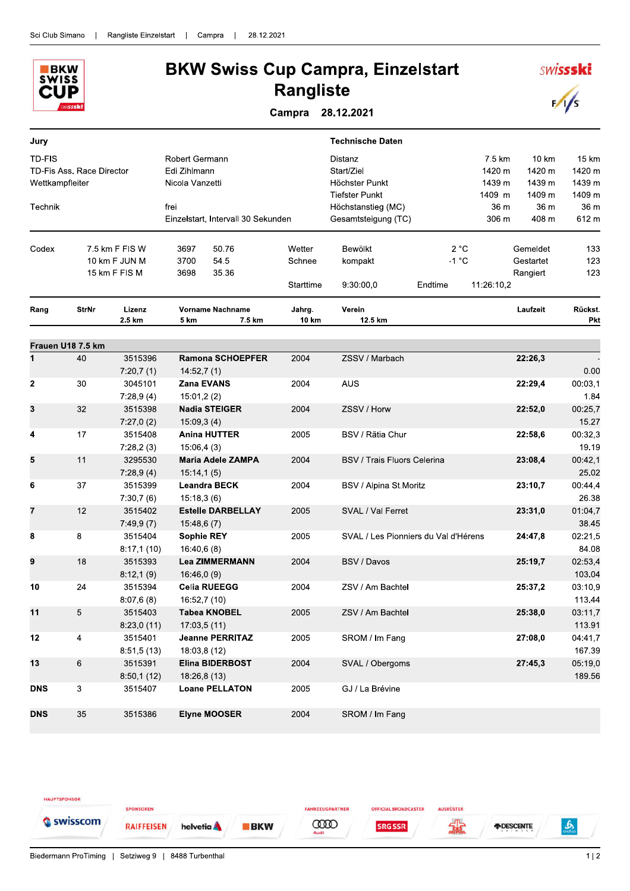# BKW Swiss Cup Campra, Einzelstart

## Rangliste

**Campra 28.12.2021**

| Jury | | Technische Daten | 7.5 km | 10 km | 15 km |
|---|---|---|---|---|---|
| TD-FIS | Robert Germann | Distanz | 7.5 km | 10 km | 15 km |
| TD-Fis Ass. Race Director | Edi Zihlmann | Start/Ziel | 1420 m | 1420 m | 1420 m |
| Wettkampfleiter | Nicola Vanzetti | Höchster Punkt | 1439 m | 1439 m | 1439 m |
| | | Tiefster Punkt | 1409 m | 1409 m | 1409 m |
| Technik | frei | Höchstanstieg (MC) | 36 m | 36 m | 36 m |
| | Einzelstart, Intervall 30 Sekunden | Gesamtsteigung (TC) | 306 m | 408 m | 612 m |

| Codex | | | | | | | | |
|---|---|---|---|---|---|---|---|---|
| 7.5 km F FIS W | 3697 | 50.76 | Wetter | Bewölkt | 2 °C | | Gemeldet | 133 |
| 10 km F JUN M | 3700 | 54.5 | Schnee | kompakt | -1 °C | | Gestartet | 123 |
| 15 km F FIS M | 3698 | 35.36 | | | | | Rangiert | 123 |
| | | | Starttime | 9:30:00,0 | Endtime | 11:26:10,2 | | |

| Rang | StrNr | Lizenz / 2.5 km | Vorname Nachname / 5 km | Jahrg. / 7.5 km | Verein / 10 km / 12.5 km | Laufzeit | Rückst. / Pkt |
|---|---|---|---|---|---|---|---|
| **Frauen U18 7.5 km** | | | | | | | |
| **1** | 40 | 3515396 | **Ramona SCHOEPFER** | 2004 | ZSSV / Marbach | **22:26,3** | - |
| | | 7:20,7 (1) | 14:52,7 (1) | | | | 0.00 |
| **2** | 30 | 3045101 | **Zana EVANS** | 2004 | AUS | **22:29,4** | 00:03,1 |
| | | 7:28,9 (4) | 15:01,2 (2) | | | | 1.84 |
| **3** | 32 | 3515398 | **Nadia STEIGER** | 2004 | ZSSV / Horw | **22:52,0** | 00:25,7 |
| | | 7:27,0 (2) | 15:09,3 (4) | | | | 15.27 |
| **4** | 17 | 3515408 | **Anina HUTTER** | 2005 | BSV / Rätia Chur | **22:58,6** | 00:32,3 |
| | | 7:28,2 (3) | 15:06,4 (3) | | | | 19.19 |
| **5** | 11 | 3295530 | **Maria Adele ZAMPA** | 2004 | BSV / Trais Fluors Celerina | **23:08,4** | 00:42,1 |
| | | 7:28,9 (4) | 15:14,1 (5) | | | | 25.02 |
| **6** | 37 | 3515399 | **Leandra BECK** | 2004 | BSV / Alpina St.Moritz | **23:10,7** | 00:44,4 |
| | | 7:30,7 (6) | 15:18,3 (6) | | | | 26.38 |
| **7** | 12 | 3515402 | **Estelle DARBELLAY** | 2005 | SVAL / Val Ferret | **23:31,0** | 01:04,7 |
| | | 7:49,9 (7) | 15:48,6 (7) | | | | 38.45 |
| **8** | 8 | 3515404 | **Sophie REY** | 2005 | SVAL / Les Pionniers du Val d'Hérens | **24:47,8** | 02:21,5 |
| | | 8:17,1 (10) | 16:40,6 (8) | | | | 84.08 |
| **9** | 18 | 3515393 | **Lea ZIMMERMANN** | 2004 | BSV / Davos | **25:19,7** | 02:53,4 |
| | | 8:12,1 (9) | 16:46,0 (9) | | | | 103.04 |
| **10** | 24 | 3515394 | **Celia RUEEGG** | 2004 | ZSV / Am Bachtel | **25:37,2** | 03:10,9 |
| | | 8:07,6 (8) | 16:52,7 (10) | | | | 113.44 |
| **11** | 5 | 3515403 | **Tabea KNOBEL** | 2005 | ZSV / Am Bachtel | **25:38,0** | 03:11,7 |
| | | 8:23,0 (11) | 17:03,5 (11) | | | | 113.91 |
| **12** | 4 | 3515401 | **Jeanne PERRITAZ** | 2005 | SROM / Im Fang | **27:08,0** | 04:41,7 |
| | | 8:51,5 (13) | 18:03,8 (12) | | | | 167.39 |
| **13** | 6 | 3515391 | **Elina BIDERBOST** | 2004 | SVAL / Obergoms | **27:45,3** | 05:19,0 |
| | | 8:50,1 (12) | 18:26,8 (13) | | | | 189.56 |
| **DNS** | 3 | 3515407 | **Loane PELLATON** | 2005 | GJ / La Brévine | | |
| **DNS** | 35 | 3515386 | **Elyne MOOSER** | 2004 | SROM / Im Fang | | |

HAUPTSPONSOR: swisscom | SPONSOREN: RAIFFEISEN, helvetia, BKW | FAHRZEUGPARTNER: Audi | OFFICIAL BROADCASTER: SRG SSR | AUSRÜSTER: Skipool, DESCENTE, odlo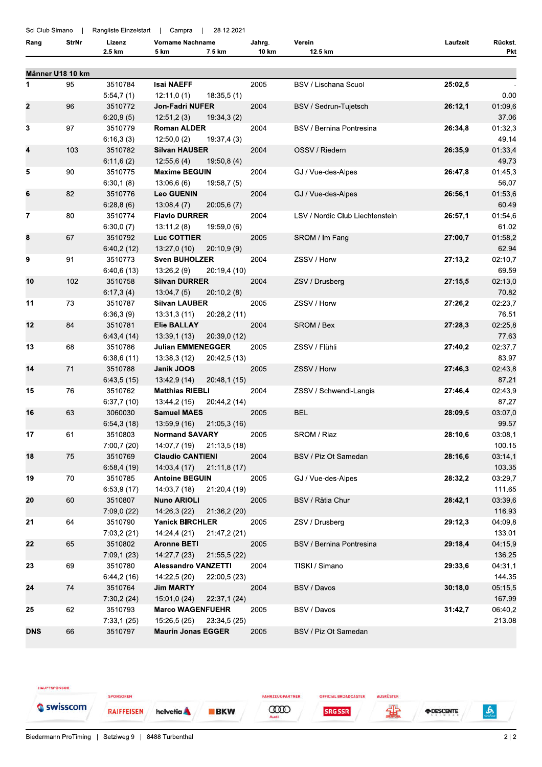Sci Club Simano | Rangliste Einzelstart | Campra | 28.12.2021

| Rang | StrNr | Lizenz / 2.5 km | Vorname Nachname / 5 km | 7.5 km | Jahrg. / 10 km | Verein / 12.5 km | Laufzeit | Rückst. / Pkt |
|---|---|---|---|---|---|---|---|---|
| **Männer U18 10 km** | | | | | | | | |
| **1** | 95 | 3510784 | **Isai NAEFF** | | 2005 | BSV / Lischana Scuol | **25:02,5** | - |
| | | 5:54,7 (1) | 12:11,0 (1) | 18:35,5 (1) | | | | 0.00 |
| **2** | 96 | 3510772 | **Jon-Fadri NUFER** | | 2004 | BSV / Sedrun-Tujetsch | **26:12,1** | 01:09,6 |
| | | 6:20,9 (5) | 12:51,2 (3) | 19:34,3 (2) | | | | 37.06 |
| **3** | 97 | 3510779 | **Roman ALDER** | | 2004 | BSV / Bernina Pontresina | **26:34,8** | 01:32,3 |
| | | 6:16,3 (3) | 12:50,0 (2) | 19:37,4 (3) | | | | 49.14 |
| **4** | 103 | 3510782 | **Silvan HAUSER** | | 2004 | OSSV / Riedern | **26:35,9** | 01:33,4 |
| | | 6:11,6 (2) | 12:55,6 (4) | 19:50,8 (4) | | | | 49.73 |
| **5** | 90 | 3510775 | **Maxime BEGUIN** | | 2004 | GJ / Vue-des-Alpes | **26:47,8** | 01:45,3 |
| | | 6:30,1 (8) | 13:06,6 (6) | 19:58,7 (5) | | | | 56.07 |
| **6** | 82 | 3510776 | **Leo GUENIN** | | 2004 | GJ / Vue-des-Alpes | **26:56,1** | 01:53,6 |
| | | 6:28,8 (6) | 13:08,4 (7) | 20:05,6 (7) | | | | 60.49 |
| **7** | 80 | 3510774 | **Flavio DURRER** | | 2004 | LSV / Nordic Club Liechtenstein | **26:57,1** | 01:54,6 |
| | | 6:30,0 (7) | 13:11,2 (8) | 19:59,0 (6) | | | | 61.02 |
| **8** | 67 | 3510792 | **Luc COTTIER** | | 2005 | SROM / Im Fang | **27:00,7** | 01:58,2 |
| | | 6:40,2 (12) | 13:27,0 (10) | 20:10,9 (9) | | | | 62.94 |
| **9** | 91 | 3510773 | **Sven BUHOLZER** | | 2004 | ZSSV / Horw | **27:13,2** | 02:10,7 |
| | | 6:40,6 (13) | 13:26,2 (9) | 20:19,4 (10) | | | | 69.59 |
| **10** | 102 | 3510758 | **Silvan DURRER** | | 2004 | ZSV / Drusberg | **27:15,5** | 02:13,0 |
| | | 6:17,3 (4) | 13:04,7 (5) | 20:10,2 (8) | | | | 70.82 |
| **11** | 73 | 3510787 | **Silvan LAUBER** | | 2005 | ZSSV / Horw | **27:26,2** | 02:23,7 |
| | | 6:36,3 (9) | 13:31,3 (11) | 20:28,2 (11) | | | | 76.51 |
| **12** | 84 | 3510781 | **Elie BALLAY** | | 2004 | SROM / Bex | **27:28,3** | 02:25,8 |
| | | 6:43,4 (14) | 13:39,1 (13) | 20:39,0 (12) | | | | 77.63 |
| **13** | 68 | 3510786 | **Julian EMMENEGGER** | | 2005 | ZSSV / Flühli | **27:40,2** | 02:37,7 |
| | | 6:38,6 (11) | 13:38,3 (12) | 20:42,5 (13) | | | | 83.97 |
| **14** | 71 | 3510788 | **Janik JOOS** | | 2005 | ZSSV / Horw | **27:46,3** | 02:43,8 |
| | | 6:43,5 (15) | 13:42,9 (14) | 20:48,1 (15) | | | | 87.21 |
| **15** | 76 | 3510762 | **Matthias RIEBLI** | | 2004 | ZSSV / Schwendi-Langis | **27:46,4** | 02:43,9 |
| | | 6:37,7 (10) | 13:44,2 (15) | 20:44,2 (14) | | | | 87.27 |
| **16** | 63 | 3060030 | **Samuel MAES** | | 2005 | BEL | **28:09,5** | 03:07,0 |
| | | 6:54,3 (18) | 13:59,9 (16) | 21:05,3 (16) | | | | 99.57 |
| **17** | 61 | 3510803 | **Normand SAVARY** | | 2005 | SROM / Riaz | **28:10,6** | 03:08,1 |
| | | 7:00,7 (20) | 14:07,7 (19) | 21:13,5 (18) | | | | 100.15 |
| **18** | 75 | 3510769 | **Claudio CANTIENI** | | 2004 | BSV / Piz Ot Samedan | **28:16,6** | 03:14,1 |
| | | 6:58,4 (19) | 14:03,4 (17) | 21:11,8 (17) | | | | 103.35 |
| **19** | 70 | 3510785 | **Antoine BEGUIN** | | 2005 | GJ / Vue-des-Alpes | **28:32,2** | 03:29,7 |
| | | 6:53,9 (17) | 14:03,7 (18) | 21:20,4 (19) | | | | 111.65 |
| **20** | 60 | 3510807 | **Nuno ARIOLI** | | 2005 | BSV / Rätia Chur | **28:42,1** | 03:39,6 |
| | | 7:09,0 (22) | 14:26,3 (22) | 21:36,2 (20) | | | | 116.93 |
| **21** | 64 | 3510790 | **Yanick BIRCHLER** | | 2005 | ZSV / Drusberg | **29:12,3** | 04:09,8 |
| | | 7:03,2 (21) | 14:24,4 (21) | 21:47,2 (21) | | | | 133.01 |
| **22** | 65 | 3510802 | **Aronne BETI** | | 2005 | BSV / Bernina Pontresina | **29:18,4** | 04:15,9 |
| | | 7:09,1 (23) | 14:27,7 (23) | 21:55,5 (22) | | | | 136.25 |
| **23** | 69 | 3510780 | **Alessandro VANZETTI** | | 2004 | TISKI / Simano | **29:33,6** | 04:31,1 |
| | | 6:44,2 (16) | 14:22,5 (20) | 22:00,5 (23) | | | | 144.35 |
| **24** | 74 | 3510764 | **Jim MARTY** | | 2004 | BSV / Davos | **30:18,0** | 05:15,5 |
| | | 7:30,2 (24) | 15:01,0 (24) | 22:37,1 (24) | | | | 167.99 |
| **25** | 62 | 3510793 | **Marco WAGENFUEHR** | | 2005 | BSV / Davos | **31:42,7** | 06:40,2 |
| | | 7:33,1 (25) | 15:26,5 (25) | 23:34,5 (25) | | | | 213.08 |
| **DNS** | 66 | 3510797 | **Maurin Jonas EGGER** | | 2005 | BSV / Piz Ot Samedan | | |

HAUPTSPONSOR: swisscom | SPONSOREN: RAIFFEISEN, helvetia, BKW | FAHRZEUGPARTNER: Audi | OFFICIAL BROADCASTER: SRG SSR | AUSRÜSTER: DESCENTE

Biedermann ProTiming | Setziweg 9 | 8488 Turbenthal